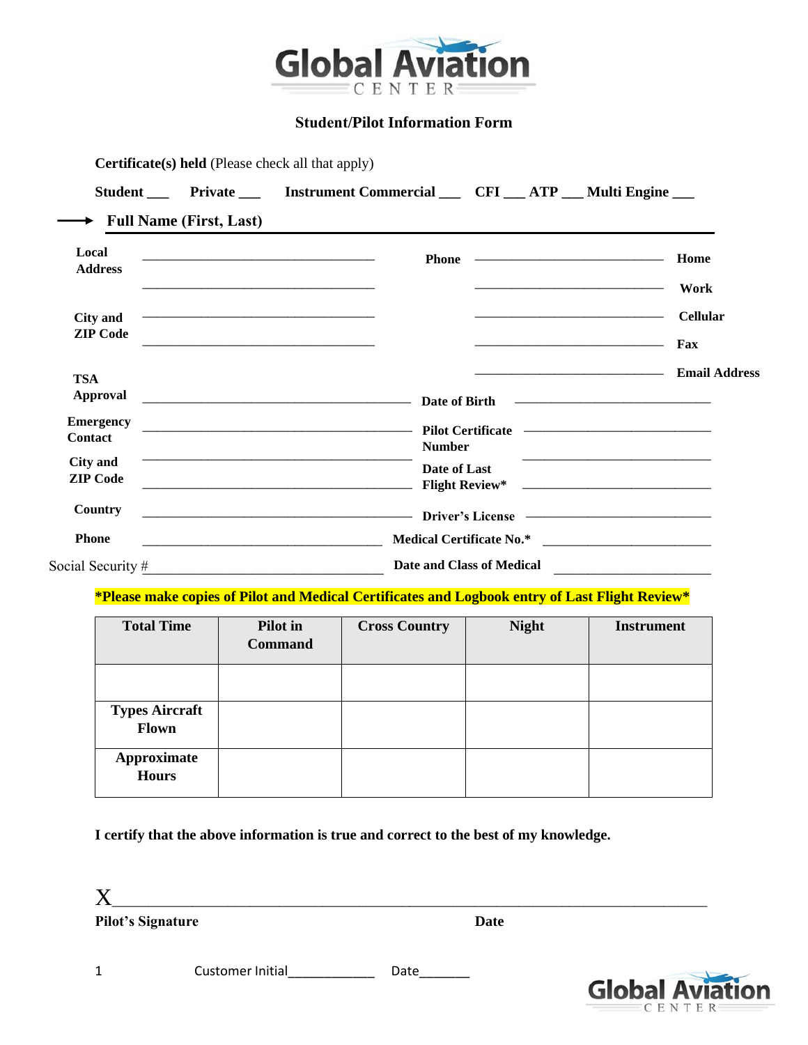Global Aviation CENTER

## Student/Pilot Information Form

**Certificate(s) held** (Please check all that apply)

**Student ___ Private ___ Instrument Commercial ___ CFI ___ ATP ___ Multi Engine ___**

→ **Full Name (First, Last)**

**Local Address** ______________________________ **Phone** ______________________________ **Home**

______________________________ ______________________________ **Work**

**City and ZIP Code** ______________________________ ______________________________ **Cellular**

______________________________ ______________________________ **Fax**

______________________________ **Email Address**

**TSA Approval** ______________________________ **Date of Birth** ______________________________

**Emergency Contact** ______________________________ **Pilot Certificate Number** ______________________________

**City and ZIP Code** ______________________________ ______________________________

______________________________ **Date of Last Flight Review*** ______________________________

**Country** ______________________________ **Driver's License** ______________________________

**Phone** ______________________________ **Medical Certificate No.*** ______________________________

Social Security # ______________________________ **Date and Class of Medical** ______________________________

**\*Please make copies of Pilot and Medical Certificates and Logbook entry of Last Flight Review\***

| Total Time | Pilot in Command | Cross Country | Night | Instrument |
|---|---|---|---|---|
| | | | | |
| Types Aircraft Flown | | | | |
| Approximate Hours | | | | |

**I certify that the above information is true and correct to the best of my knowledge.**

X______________________________________________________________

**Pilot's Signature** **Date**

Customer Initial____________ Date_______

Global Aviation CENTER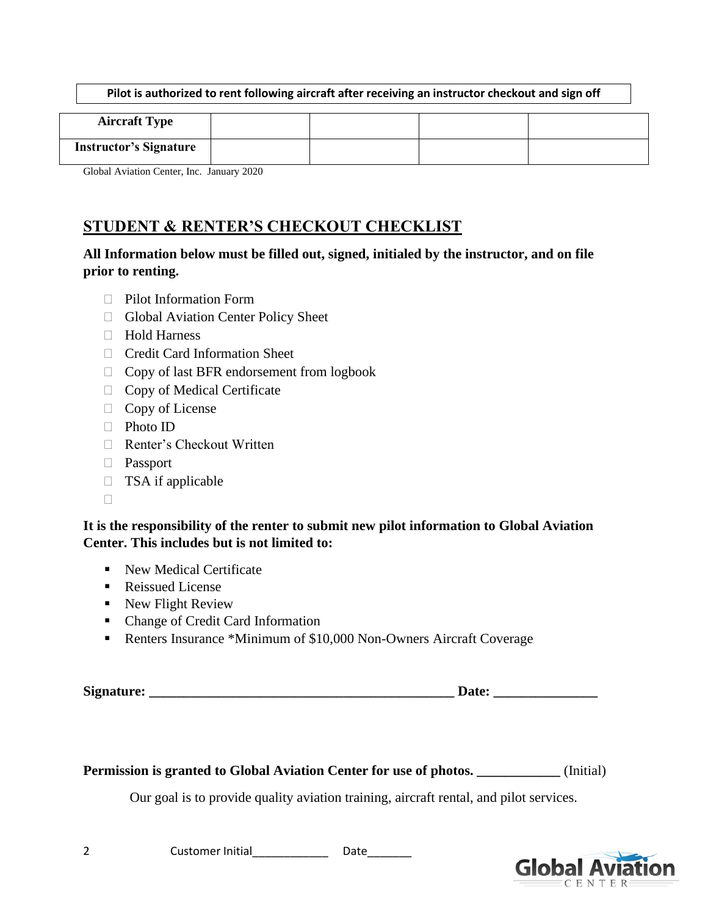**Pilot is authorized to rent following aircraft after receiving an instructor checkout and sign off**

| | | | | |
|---|---|---|---|---|
| **Aircraft Type** | | | | |
| **Instructor's Signature** | | | | |

Global Aviation Center, Inc. January 2020

## STUDENT & RENTER'S CHECKOUT CHECKLIST

**All Information below must be filled out, signed, initialed by the instructor, and on file prior to renting.**

- ☐ Pilot Information Form
- ☐ Global Aviation Center Policy Sheet
- ☐ Hold Harness
- ☐ Credit Card Information Sheet
- ☐ Copy of last BFR endorsement from logbook
- ☐ Copy of Medical Certificate
- ☐ Copy of License
- ☐ Photo ID
- ☐ Renter's Checkout Written
- ☐ Passport
- ☐ TSA if applicable
- ☐

**It is the responsibility of the renter to submit new pilot information to Global Aviation Center. This includes but is not limited to:**

- New Medical Certificate
- Reissued License
- New Flight Review
- Change of Credit Card Information
- Renters Insurance *Minimum of $10,000 Non-Owners Aircraft Coverage

**Signature: _____________________________________________ Date: _______________**

**Permission is granted to Global Aviation Center for use of photos. ____________** (Initial)

Our goal is to provide quality aviation training, aircraft rental, and pilot services.

Customer Initial____________ Date_______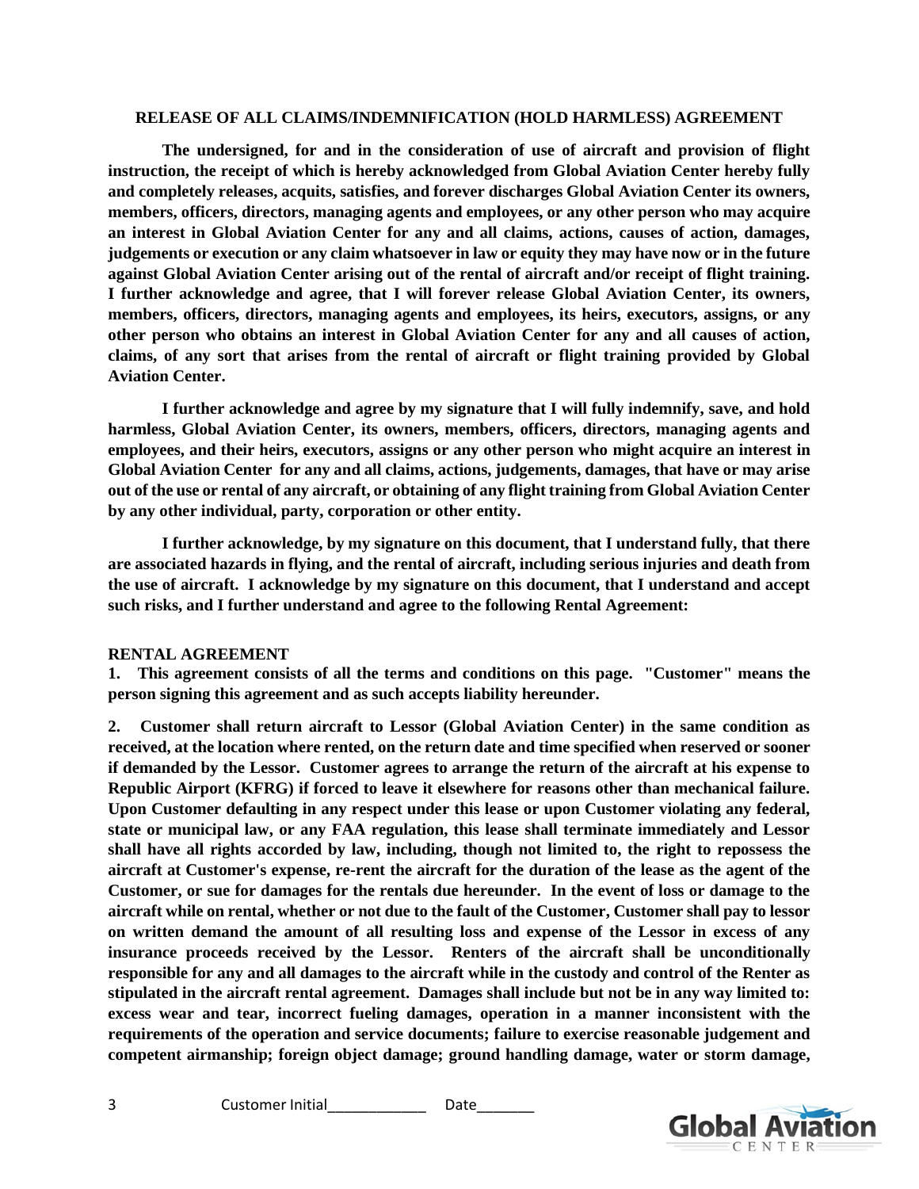## RELEASE OF ALL CLAIMS/INDEMNIFICATION (HOLD HARMLESS) AGREEMENT

**The undersigned, for and in the consideration of use of aircraft and provision of flight instruction, the receipt of which is hereby acknowledged from Global Aviation Center hereby fully and completely releases, acquits, satisfies, and forever discharges Global Aviation Center its owners, members, officers, directors, managing agents and employees, or any other person who may acquire an interest in Global Aviation Center for any and all claims, actions, causes of action, damages, judgements or execution or any claim whatsoever in law or equity they may have now or in the future against Global Aviation Center arising out of the rental of aircraft and/or receipt of flight training. I further acknowledge and agree, that I will forever release Global Aviation Center, its owners, members, officers, directors, managing agents and employees, its heirs, executors, assigns, or any other person who obtains an interest in Global Aviation Center for any and all causes of action, claims, of any sort that arises from the rental of aircraft or flight training provided by Global Aviation Center.**

**I further acknowledge and agree by my signature that I will fully indemnify, save, and hold harmless, Global Aviation Center, its owners, members, officers, directors, managing agents and employees, and their heirs, executors, assigns or any other person who might acquire an interest in Global Aviation Center for any and all claims, actions, judgements, damages, that have or may arise out of the use or rental of any aircraft, or obtaining of any flight training from Global Aviation Center by any other individual, party, corporation or other entity.**

**I further acknowledge, by my signature on this document, that I understand fully, that there are associated hazards in flying, and the rental of aircraft, including serious injuries and death from the use of aircraft. I acknowledge by my signature on this document, that I understand and accept such risks, and I further understand and agree to the following Rental Agreement:**

## RENTAL AGREEMENT

**1. This agreement consists of all the terms and conditions on this page. "Customer" means the person signing this agreement and as such accepts liability hereunder.**

**2. Customer shall return aircraft to Lessor (Global Aviation Center) in the same condition as received, at the location where rented, on the return date and time specified when reserved or sooner if demanded by the Lessor. Customer agrees to arrange the return of the aircraft at his expense to Republic Airport (KFRG) if forced to leave it elsewhere for reasons other than mechanical failure. Upon Customer defaulting in any respect under this lease or upon Customer violating any federal, state or municipal law, or any FAA regulation, this lease shall terminate immediately and Lessor shall have all rights accorded by law, including, though not limited to, the right to repossess the aircraft at Customer's expense, re-rent the aircraft for the duration of the lease as the agent of the Customer, or sue for damages for the rentals due hereunder. In the event of loss or damage to the aircraft while on rental, whether or not due to the fault of the Customer, Customer shall pay to lessor on written demand the amount of all resulting loss and expense of the Lessor in excess of any insurance proceeds received by the Lessor. Renters of the aircraft shall be unconditionally responsible for any and all damages to the aircraft while in the custody and control of the Renter as stipulated in the aircraft rental agreement. Damages shall include but not be in any way limited to: excess wear and tear, incorrect fueling damages, operation in a manner inconsistent with the requirements of the operation and service documents; failure to exercise reasonable judgement and competent airmanship; foreign object damage; ground handling damage, water or storm damage,**

Customer Initial____________ Date_______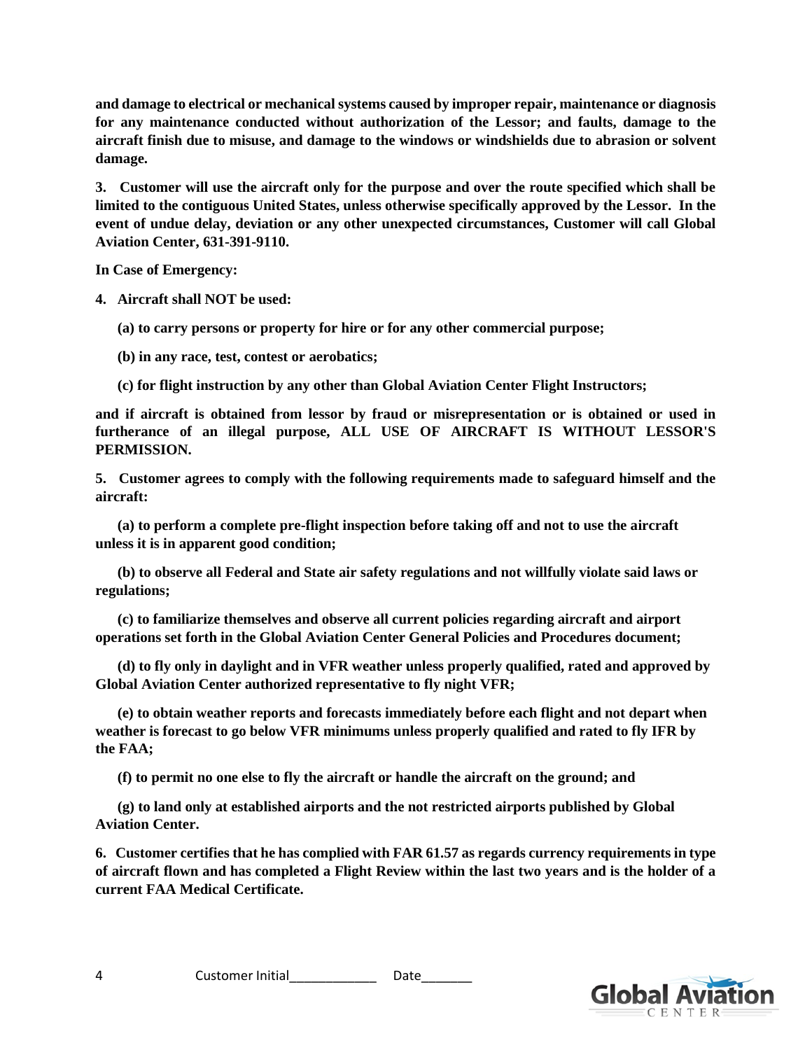**and damage to electrical or mechanical systems caused by improper repair, maintenance or diagnosis for any maintenance conducted without authorization of the Lessor; and faults, damage to the aircraft finish due to misuse, and damage to the windows or windshields due to abrasion or solvent damage.**

**3. Customer will use the aircraft only for the purpose and over the route specified which shall be limited to the contiguous United States, unless otherwise specifically approved by the Lessor. In the event of undue delay, deviation or any other unexpected circumstances, Customer will call Global Aviation Center, 631-391-9110.**

**In Case of Emergency:**

**4. Aircraft shall NOT be used:**

**(a) to carry persons or property for hire or for any other commercial purpose;**

**(b) in any race, test, contest or aerobatics;**

**(c) for flight instruction by any other than Global Aviation Center Flight Instructors;**

**and if aircraft is obtained from lessor by fraud or misrepresentation or is obtained or used in furtherance of an illegal purpose, ALL USE OF AIRCRAFT IS WITHOUT LESSOR'S PERMISSION.**

**5. Customer agrees to comply with the following requirements made to safeguard himself and the aircraft:**

**(a) to perform a complete pre-flight inspection before taking off and not to use the aircraft unless it is in apparent good condition;**

**(b) to observe all Federal and State air safety regulations and not willfully violate said laws or regulations;**

**(c) to familiarize themselves and observe all current policies regarding aircraft and airport operations set forth in the Global Aviation Center General Policies and Procedures document;**

**(d) to fly only in daylight and in VFR weather unless properly qualified, rated and approved by Global Aviation Center authorized representative to fly night VFR;**

**(e) to obtain weather reports and forecasts immediately before each flight and not depart when weather is forecast to go below VFR minimums unless properly qualified and rated to fly IFR by the FAA;**

**(f) to permit no one else to fly the aircraft or handle the aircraft on the ground; and**

**(g) to land only at established airports and the not restricted airports published by Global Aviation Center.**

**6. Customer certifies that he has complied with FAR 61.57 as regards currency requirements in type of aircraft flown and has completed a Flight Review within the last two years and is the holder of a current FAA Medical Certificate.**

Customer Initial____________ Date_______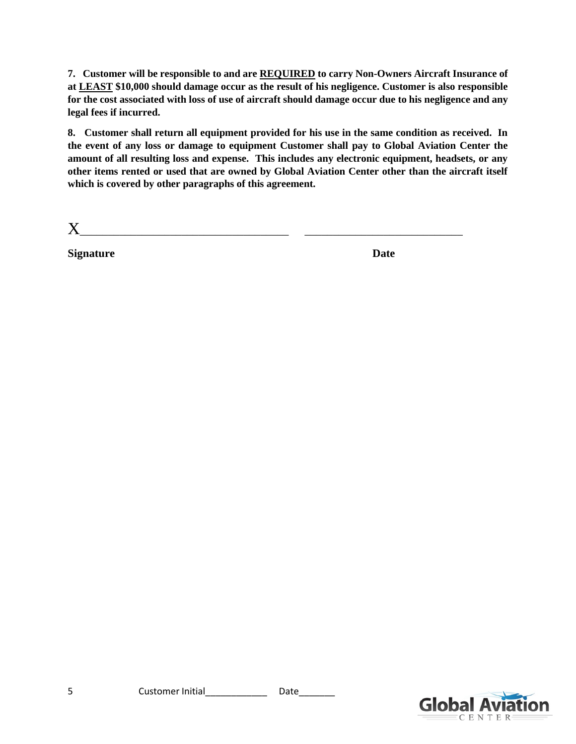**7. Customer will be responsible to and are REQUIRED to carry Non-Owners Aircraft Insurance of at LEAST $10,000 should damage occur as the result of his negligence. Customer is also responsible for the cost associated with loss of use of aircraft should damage occur due to his negligence and any legal fees if incurred.**

**8. Customer shall return all equipment provided for his use in the same condition as received. In the event of any loss or damage to equipment Customer shall pay to Global Aviation Center the amount of all resulting loss and expense. This includes any electronic equipment, headsets, or any other items rented or used that are owned by Global Aviation Center other than the aircraft itself which is covered by other paragraphs of this agreement.**

X_________________________________ __________________________

**Signature** **Date**

Customer Initial____________ Date_______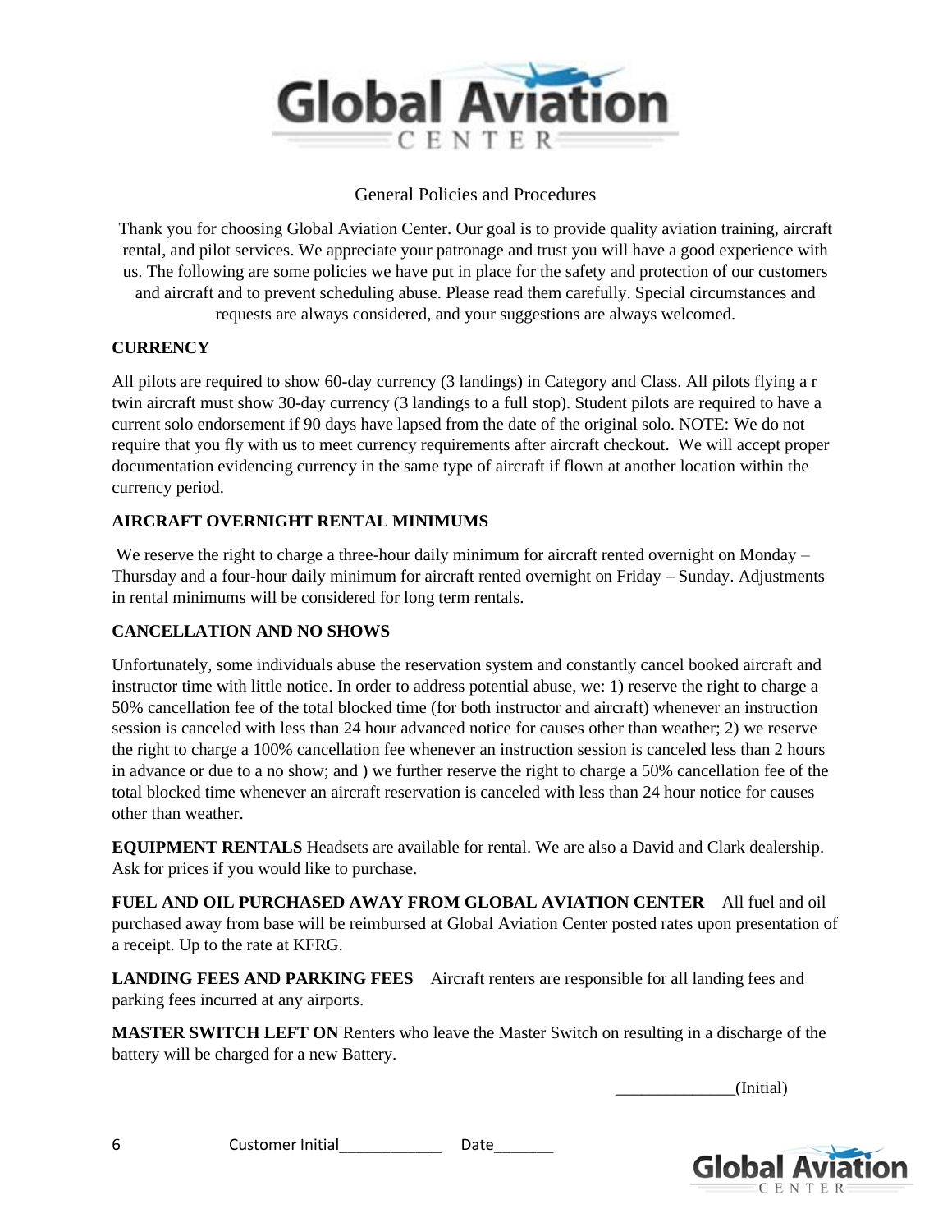Global Aviation CENTER

General Policies and Procedures

Thank you for choosing Global Aviation Center. Our goal is to provide quality aviation training, aircraft rental, and pilot services. We appreciate your patronage and trust you will have a good experience with us. The following are some policies we have put in place for the safety and protection of our customers and aircraft and to prevent scheduling abuse. Please read them carefully. Special circumstances and requests are always considered, and your suggestions are always welcomed.

**CURRENCY**

All pilots are required to show 60-day currency (3 landings) in Category and Class. All pilots flying a r twin aircraft must show 30-day currency (3 landings to a full stop). Student pilots are required to have a current solo endorsement if 90 days have lapsed from the date of the original solo. NOTE: We do not require that you fly with us to meet currency requirements after aircraft checkout. We will accept proper documentation evidencing currency in the same type of aircraft if flown at another location within the currency period.

**AIRCRAFT OVERNIGHT RENTAL MINIMUMS**

We reserve the right to charge a three-hour daily minimum for aircraft rented overnight on Monday – Thursday and a four-hour daily minimum for aircraft rented overnight on Friday – Sunday. Adjustments in rental minimums will be considered for long term rentals.

**CANCELLATION AND NO SHOWS**

Unfortunately, some individuals abuse the reservation system and constantly cancel booked aircraft and instructor time with little notice. In order to address potential abuse, we: 1) reserve the right to charge a 50% cancellation fee of the total blocked time (for both instructor and aircraft) whenever an instruction session is canceled with less than 24 hour advanced notice for causes other than weather; 2) we reserve the right to charge a 100% cancellation fee whenever an instruction session is canceled less than 2 hours in advance or due to a no show; and ) we further reserve the right to charge a 50% cancellation fee of the total blocked time whenever an aircraft reservation is canceled with less than 24 hour notice for causes other than weather.

**EQUIPMENT RENTALS** Headsets are available for rental. We are also a David and Clark dealership. Ask for prices if you would like to purchase.

**FUEL AND OIL PURCHASED AWAY FROM GLOBAL AVIATION CENTER** All fuel and oil purchased away from base will be reimbursed at Global Aviation Center posted rates upon presentation of a receipt. Up to the rate at KFRG.

**LANDING FEES AND PARKING FEES** Aircraft renters are responsible for all landing fees and parking fees incurred at any airports.

**MASTER SWITCH LEFT ON** Renters who leave the Master Switch on resulting in a discharge of the battery will be charged for a new Battery.

______________(Initial)

Customer Initial____________ Date_______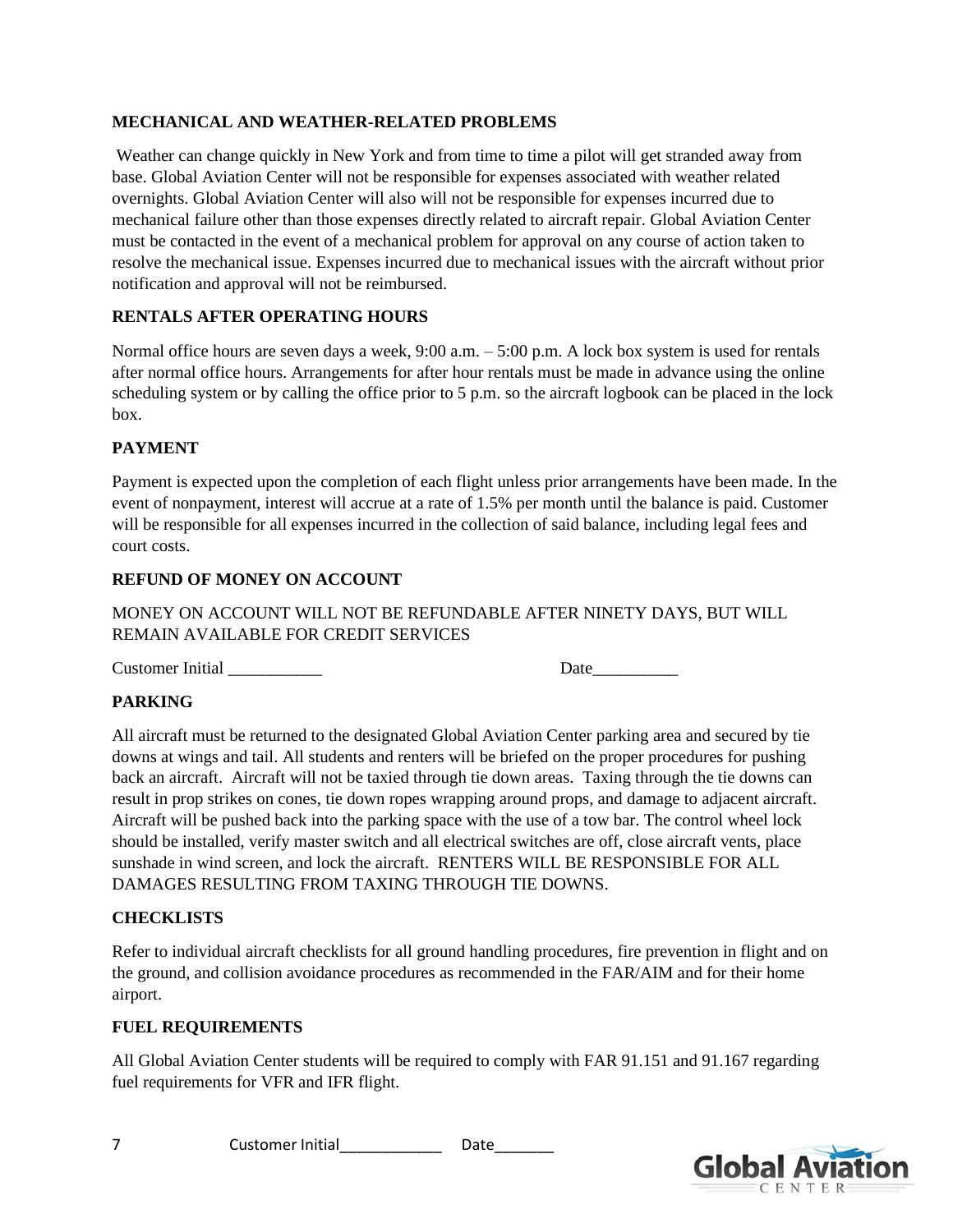**MECHANICAL AND WEATHER-RELATED PROBLEMS**

Weather can change quickly in New York and from time to time a pilot will get stranded away from base. Global Aviation Center will not be responsible for expenses associated with weather related overnights. Global Aviation Center will also will not be responsible for expenses incurred due to mechanical failure other than those expenses directly related to aircraft repair. Global Aviation Center must be contacted in the event of a mechanical problem for approval on any course of action taken to resolve the mechanical issue. Expenses incurred due to mechanical issues with the aircraft without prior notification and approval will not be reimbursed.

**RENTALS AFTER OPERATING HOURS**

Normal office hours are seven days a week, 9:00 a.m. – 5:00 p.m. A lock box system is used for rentals after normal office hours. Arrangements for after hour rentals must be made in advance using the online scheduling system or by calling the office prior to 5 p.m. so the aircraft logbook can be placed in the lock box.

**PAYMENT**

Payment is expected upon the completion of each flight unless prior arrangements have been made. In the event of nonpayment, interest will accrue at a rate of 1.5% per month until the balance is paid. Customer will be responsible for all expenses incurred in the collection of said balance, including legal fees and court costs.

**REFUND OF MONEY ON ACCOUNT**

MONEY ON ACCOUNT WILL NOT BE REFUNDABLE AFTER NINETY DAYS, BUT WILL REMAIN AVAILABLE FOR CREDIT SERVICES

Customer Initial ___________ Date__________

**PARKING**

All aircraft must be returned to the designated Global Aviation Center parking area and secured by tie downs at wings and tail. All students and renters will be briefed on the proper procedures for pushing back an aircraft. Aircraft will not be taxied through tie down areas. Taxing through the tie downs can result in prop strikes on cones, tie down ropes wrapping around props, and damage to adjacent aircraft. Aircraft will be pushed back into the parking space with the use of a tow bar. The control wheel lock should be installed, verify master switch and all electrical switches are off, close aircraft vents, place sunshade in wind screen, and lock the aircraft. RENTERS WILL BE RESPONSIBLE FOR ALL DAMAGES RESULTING FROM TAXING THROUGH TIE DOWNS.

**CHECKLISTS**

Refer to individual aircraft checklists for all ground handling procedures, fire prevention in flight and on the ground, and collision avoidance procedures as recommended in the FAR/AIM and for their home airport.

**FUEL REQUIREMENTS**

All Global Aviation Center students will be required to comply with FAR 91.151 and 91.167 regarding fuel requirements for VFR and IFR flight.

Customer Initial____________ Date_______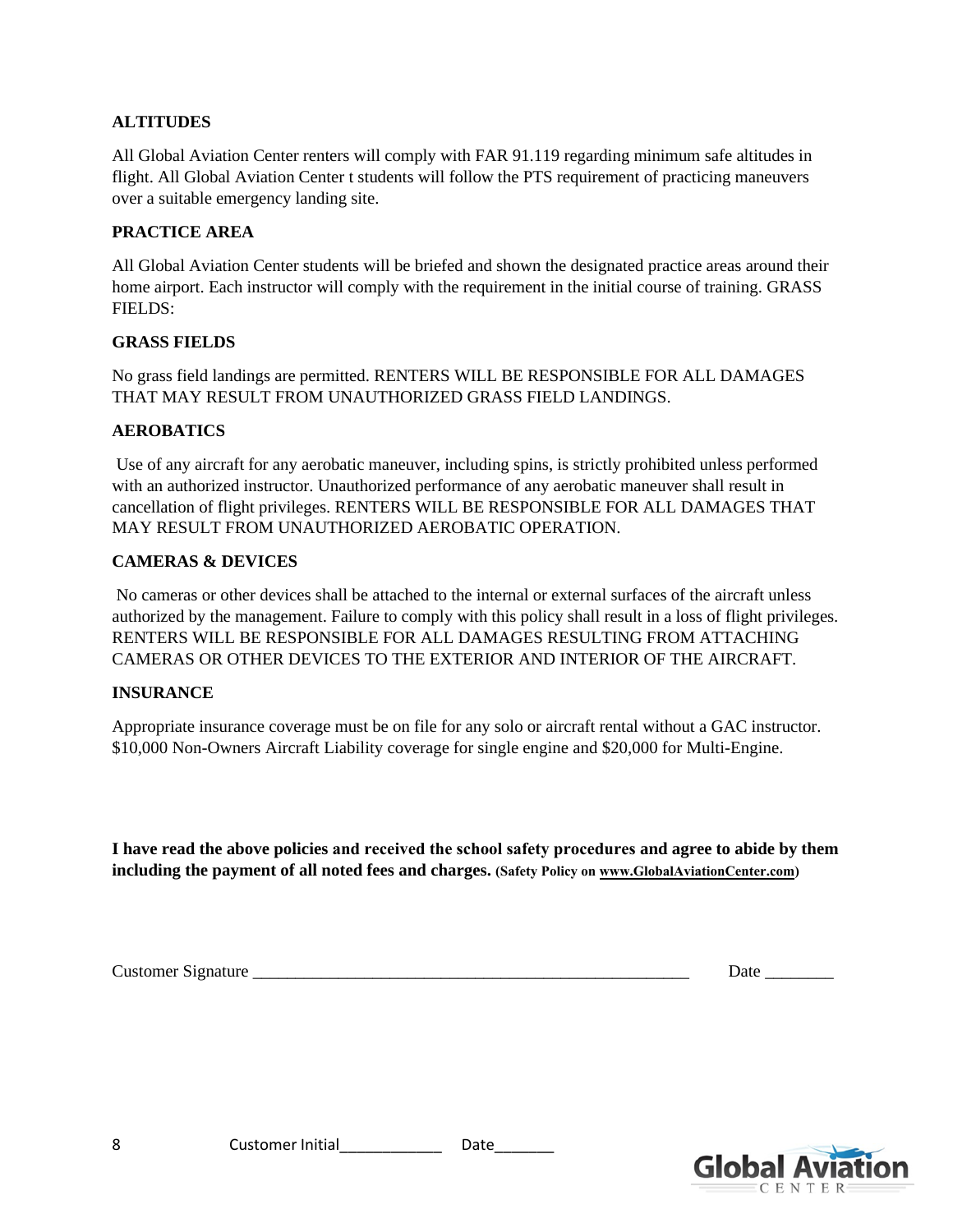**ALTITUDES**

All Global Aviation Center renters will comply with FAR 91.119 regarding minimum safe altitudes in flight. All Global Aviation Center t students will follow the PTS requirement of practicing maneuvers over a suitable emergency landing site.

**PRACTICE AREA**

All Global Aviation Center students will be briefed and shown the designated practice areas around their home airport. Each instructor will comply with the requirement in the initial course of training. GRASS FIELDS:

**GRASS FIELDS**

No grass field landings are permitted. RENTERS WILL BE RESPONSIBLE FOR ALL DAMAGES THAT MAY RESULT FROM UNAUTHORIZED GRASS FIELD LANDINGS.

**AEROBATICS**

Use of any aircraft for any aerobatic maneuver, including spins, is strictly prohibited unless performed with an authorized instructor. Unauthorized performance of any aerobatic maneuver shall result in cancellation of flight privileges. RENTERS WILL BE RESPONSIBLE FOR ALL DAMAGES THAT MAY RESULT FROM UNAUTHORIZED AEROBATIC OPERATION.

**CAMERAS & DEVICES**

No cameras or other devices shall be attached to the internal or external surfaces of the aircraft unless authorized by the management. Failure to comply with this policy shall result in a loss of flight privileges. RENTERS WILL BE RESPONSIBLE FOR ALL DAMAGES RESULTING FROM ATTACHING CAMERAS OR OTHER DEVICES TO THE EXTERIOR AND INTERIOR OF THE AIRCRAFT.

**INSURANCE**

Appropriate insurance coverage must be on file for any solo or aircraft rental without a GAC instructor. $10,000 Non-Owners Aircraft Liability coverage for single engine and $20,000 for Multi-Engine.

**I have read the above policies and received the school safety procedures and agree to abide by them including the payment of all noted fees and charges. (Safety Policy on www.GlobalAviationCenter.com)**

Customer Signature \_\_\_\_\_\_\_\_\_\_\_\_\_\_\_\_\_\_\_\_\_\_\_\_\_\_\_\_\_\_\_\_\_\_\_\_\_\_\_\_\_\_\_\_\_\_\_\_\_\_\_ Date \_\_\_\_\_\_\_\_

Customer Initial\_\_\_\_\_\_\_\_\_\_\_\_ Date\_\_\_\_\_\_\_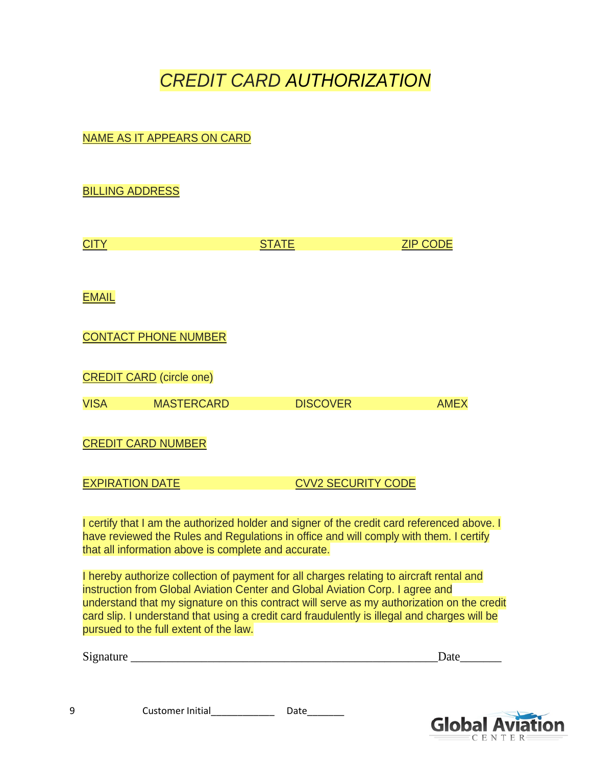# *CREDIT CARD AUTHORIZATION*

NAME AS IT APPEARS ON CARD

BILLING ADDRESS

CITY STATE ZIP CODE

EMAIL

CONTACT PHONE NUMBER

CREDIT CARD (circle one)

VISA MASTERCARD DISCOVER AMEX

CREDIT CARD NUMBER

EXPIRATION DATE CVV2 SECURITY CODE

I certify that I am the authorized holder and signer of the credit card referenced above. I have reviewed the Rules and Regulations in office and will comply with them. I certify that all information above is complete and accurate.

I hereby authorize collection of payment for all charges relating to aircraft rental and instruction from Global Aviation Center and Global Aviation Corp. I agree and understand that my signature on this contract will serve as my authorization on the credit card slip. I understand that using a credit card fraudulently is illegal and charges will be pursued to the full extent of the law.

Signature ______________________________________________________Date_______

Customer Initial____________ Date_______